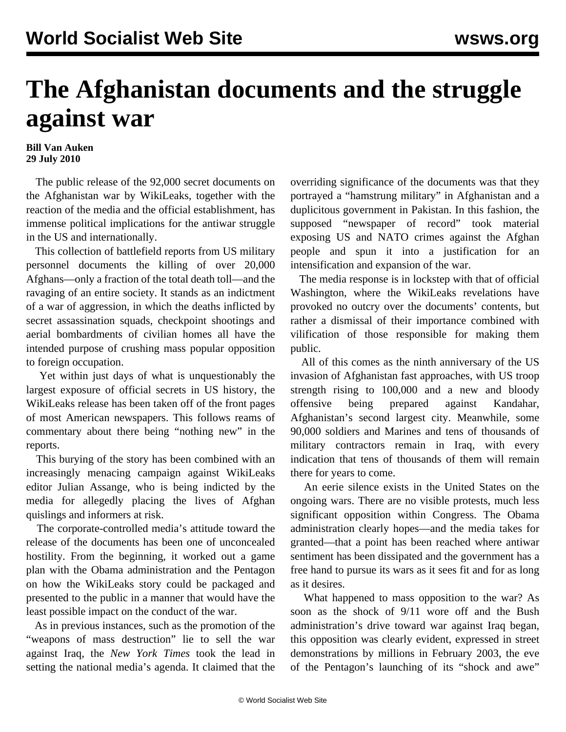# The Afghanistan documents and the struggle against war

**Bill Van Auken**
**29 July 2010**

The public release of the 92,000 secret documents on the Afghanistan war by WikiLeaks, together with the reaction of the media and the official establishment, has immense political implications for the antiwar struggle in the US and internationally.

This collection of battlefield reports from US military personnel documents the killing of over 20,000 Afghans—only a fraction of the total death toll—and the ravaging of an entire society. It stands as an indictment of a war of aggression, in which the deaths inflicted by secret assassination squads, checkpoint shootings and aerial bombardments of civilian homes all have the intended purpose of crushing mass popular opposition to foreign occupation.

Yet within just days of what is unquestionably the largest exposure of official secrets in US history, the WikiLeaks release has been taken off of the front pages of most American newspapers. This follows reams of commentary about there being "nothing new" in the reports.

This burying of the story has been combined with an increasingly menacing campaign against WikiLeaks editor Julian Assange, who is being indicted by the media for allegedly placing the lives of Afghan quislings and informers at risk.

The corporate-controlled media's attitude toward the release of the documents has been one of unconcealed hostility. From the beginning, it worked out a game plan with the Obama administration and the Pentagon on how the WikiLeaks story could be packaged and presented to the public in a manner that would have the least possible impact on the conduct of the war.

As in previous instances, such as the promotion of the "weapons of mass destruction" lie to sell the war against Iraq, the *New York Times* took the lead in setting the national media's agenda. It claimed that the overriding significance of the documents was that they portrayed a "hamstrung military" in Afghanistan and a duplicitous government in Pakistan. In this fashion, the supposed "newspaper of record" took material exposing US and NATO crimes against the Afghan people and spun it into a justification for an intensification and expansion of the war.

The media response is in lockstep with that of official Washington, where the WikiLeaks revelations have provoked no outcry over the documents' contents, but rather a dismissal of their importance combined with vilification of those responsible for making them public.

All of this comes as the ninth anniversary of the US invasion of Afghanistan fast approaches, with US troop strength rising to 100,000 and a new and bloody offensive being prepared against Kandahar, Afghanistan's second largest city. Meanwhile, some 90,000 soldiers and Marines and tens of thousands of military contractors remain in Iraq, with every indication that tens of thousands of them will remain there for years to come.

An eerie silence exists in the United States on the ongoing wars. There are no visible protests, much less significant opposition within Congress. The Obama administration clearly hopes—and the media takes for granted—that a point has been reached where antiwar sentiment has been dissipated and the government has a free hand to pursue its wars as it sees fit and for as long as it desires.

What happened to mass opposition to the war? As soon as the shock of 9/11 wore off and the Bush administration's drive toward war against Iraq began, this opposition was clearly evident, expressed in street demonstrations by millions in February 2003, the eve of the Pentagon's launching of its "shock and awe"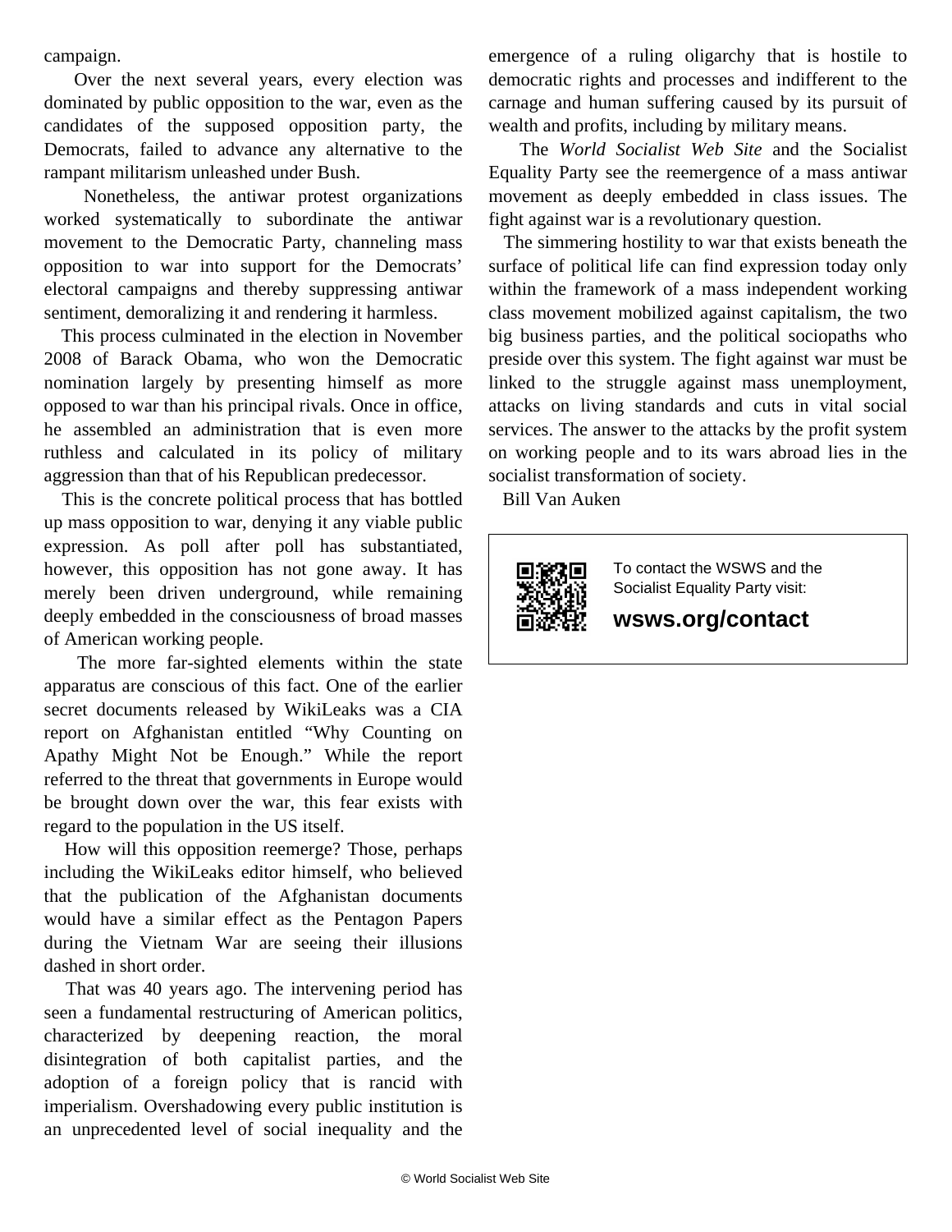campaign.

Over the next several years, every election was dominated by public opposition to the war, even as the candidates of the supposed opposition party, the Democrats, failed to advance any alternative to the rampant militarism unleashed under Bush.

Nonetheless, the antiwar protest organizations worked systematically to subordinate the antiwar movement to the Democratic Party, channeling mass opposition to war into support for the Democrats' electoral campaigns and thereby suppressing antiwar sentiment, demoralizing it and rendering it harmless.

This process culminated in the election in November 2008 of Barack Obama, who won the Democratic nomination largely by presenting himself as more opposed to war than his principal rivals. Once in office, he assembled an administration that is even more ruthless and calculated in its policy of military aggression than that of his Republican predecessor.

This is the concrete political process that has bottled up mass opposition to war, denying it any viable public expression. As poll after poll has substantiated, however, this opposition has not gone away. It has merely been driven underground, while remaining deeply embedded in the consciousness of broad masses of American working people.

The more far-sighted elements within the state apparatus are conscious of this fact. One of the earlier secret documents released by WikiLeaks was a CIA report on Afghanistan entitled "Why Counting on Apathy Might Not be Enough." While the report referred to the threat that governments in Europe would be brought down over the war, this fear exists with regard to the population in the US itself.

How will this opposition reemerge? Those, perhaps including the WikiLeaks editor himself, who believed that the publication of the Afghanistan documents would have a similar effect as the Pentagon Papers during the Vietnam War are seeing their illusions dashed in short order.

That was 40 years ago. The intervening period has seen a fundamental restructuring of American politics, characterized by deepening reaction, the moral disintegration of both capitalist parties, and the adoption of a foreign policy that is rancid with imperialism. Overshadowing every public institution is an unprecedented level of social inequality and the emergence of a ruling oligarchy that is hostile to democratic rights and processes and indifferent to the carnage and human suffering caused by its pursuit of wealth and profits, including by military means.

The *World Socialist Web Site* and the Socialist Equality Party see the reemergence of a mass antiwar movement as deeply embedded in class issues. The fight against war is a revolutionary question.

The simmering hostility to war that exists beneath the surface of political life can find expression today only within the framework of a mass independent working class movement mobilized against capitalism, the two big business parties, and the political sociopaths who preside over this system. The fight against war must be linked to the struggle against mass unemployment, attacks on living standards and cuts in vital social services. The answer to the attacks by the profit system on working people and to its wars abroad lies in the socialist transformation of society.

Bill Van Auken

To contact the WSWS and the Socialist Equality Party visit:

**wsws.org/contact**